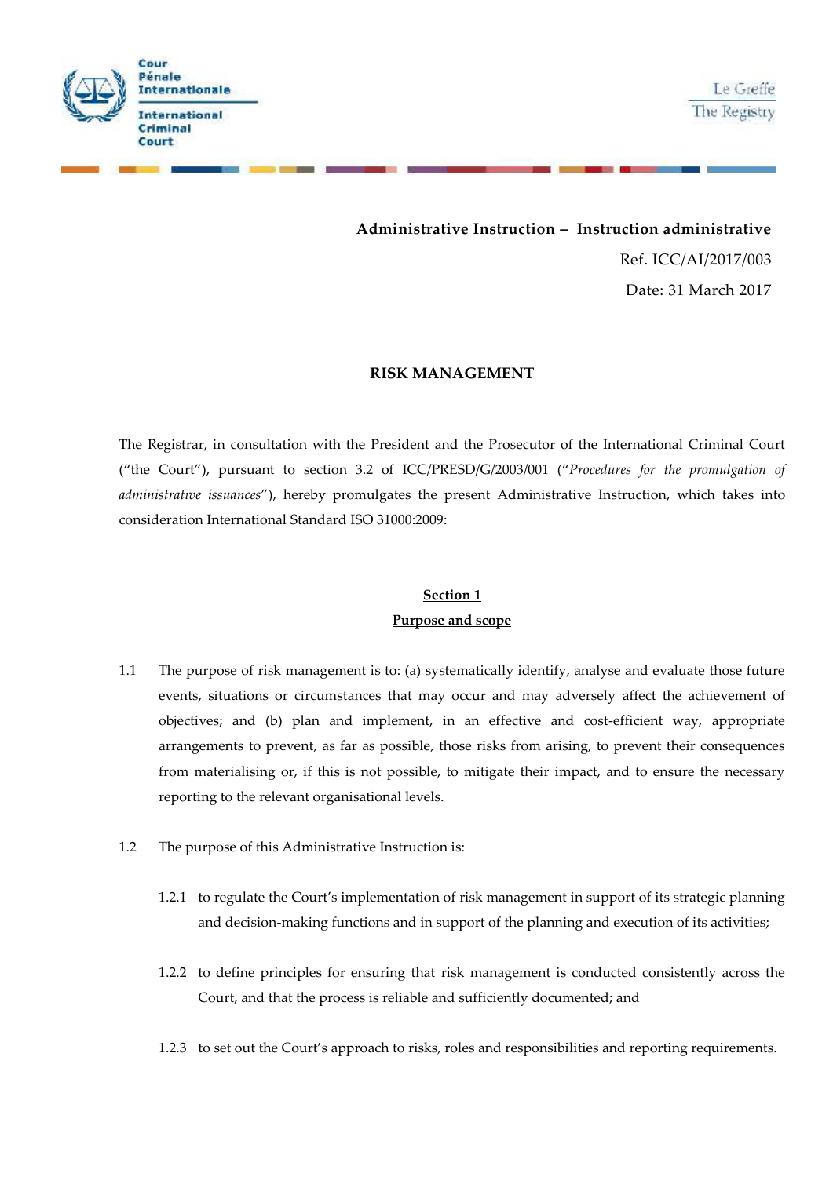Cour Pénale Internationale

International Criminal Court

Le Greffe
The Registry

**Administrative Instruction – Instruction administrative**

Ref. ICC/AI/2017/003

Date: 31 March 2017

# RISK MANAGEMENT

The Registrar, in consultation with the President and the Prosecutor of the International Criminal Court ("the Court"), pursuant to section 3.2 of ICC/PRESD/G/2003/001 ("*Procedures for the promulgation of administrative issuances*"), hereby promulgates the present Administrative Instruction, which takes into consideration International Standard ISO 31000:2009:

## Section 1
## Purpose and scope

1.1 The purpose of risk management is to: (a) systematically identify, analyse and evaluate those future events, situations or circumstances that may occur and may adversely affect the achievement of objectives; and (b) plan and implement, in an effective and cost-efficient way, appropriate arrangements to prevent, as far as possible, those risks from arising, to prevent their consequences from materialising or, if this is not possible, to mitigate their impact, and to ensure the necessary reporting to the relevant organisational levels.

1.2 The purpose of this Administrative Instruction is:

1.2.1 to regulate the Court's implementation of risk management in support of its strategic planning and decision-making functions and in support of the planning and execution of its activities;

1.2.2 to define principles for ensuring that risk management is conducted consistently across the Court, and that the process is reliable and sufficiently documented; and

1.2.3 to set out the Court's approach to risks, roles and responsibilities and reporting requirements.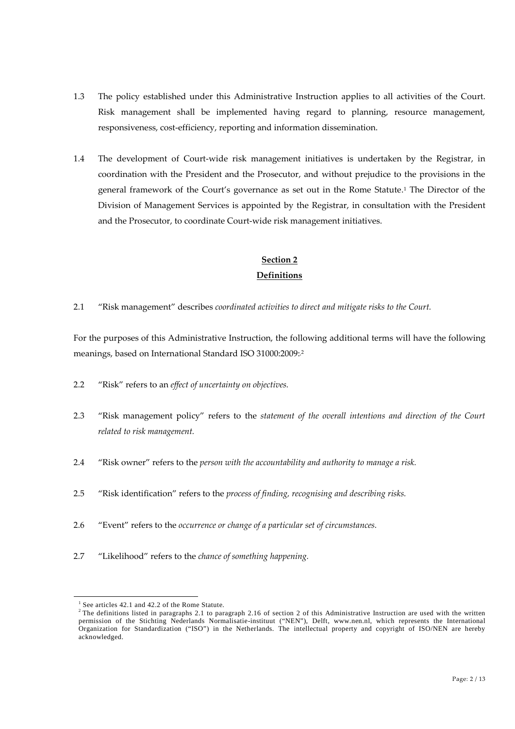1.3 The policy established under this Administrative Instruction applies to all activities of the Court. Risk management shall be implemented having regard to planning, resource management, responsiveness, cost-efficiency, reporting and information dissemination.

1.4 The development of Court-wide risk management initiatives is undertaken by the Registrar, in coordination with the President and the Prosecutor, and without prejudice to the provisions in the general framework of the Court's governance as set out in the Rome Statute.[1] The Director of the Division of Management Services is appointed by the Registrar, in consultation with the President and the Prosecutor, to coordinate Court-wide risk management initiatives.

## **Section 2**
## **Definitions**

2.1 "Risk management" describes *coordinated activities to direct and mitigate risks to the Court.*

For the purposes of this Administrative Instruction, the following additional terms will have the following meanings, based on International Standard ISO 31000:2009:.[2]

2.2 "Risk" refers to an *effect of uncertainty on objectives.*

2.3 "Risk management policy" refers to the *statement of the overall intentions and direction of the Court related to risk management.*

2.4 "Risk owner" refers to the *person with the accountability and authority to manage a risk.*

2.5 "Risk identification" refers to the *process of finding, recognising and describing risks.*

2.6 "Event" refers to the *occurrence or change of a particular set of circumstances.*

2.7 "Likelihood" refers to the *chance of something happening.*

---

[1] See articles 42.1 and 42.2 of the Rome Statute.

[2] The definitions listed in paragraphs 2.1 to paragraph 2.16 of section 2 of this Administrative Instruction are used with the written permission of the Stichting Nederlands Normalisatie-instituut ("NEN"), Delft, www.nen.nl, which represents the International Organization for Standardization ("ISO") in the Netherlands. The intellectual property and copyright of ISO/NEN are hereby acknowledged.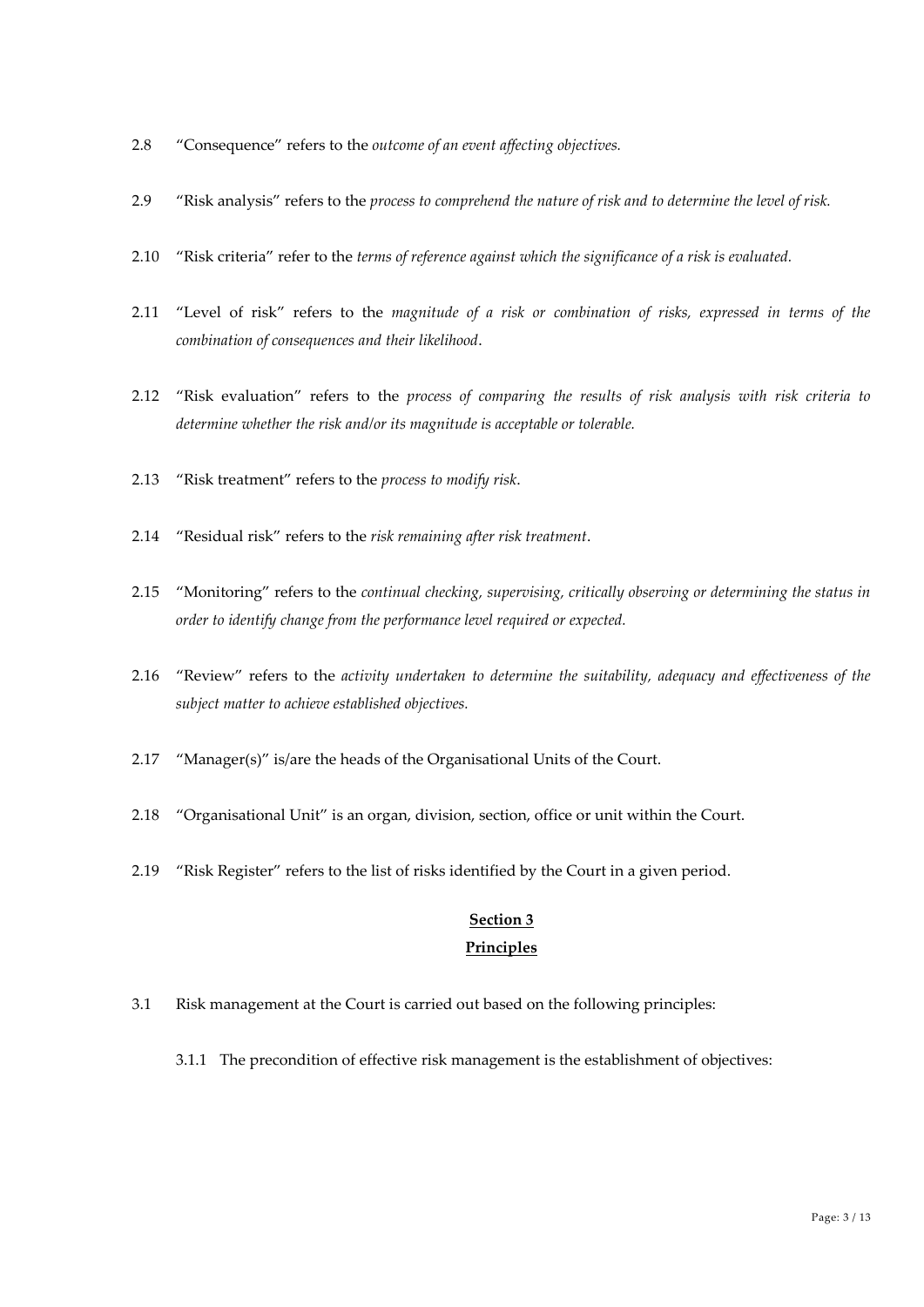2.8 “Consequence” refers to the *outcome of an event affecting objectives.*

2.9 “Risk analysis” refers to the *process to comprehend the nature of risk and to determine the level of risk.*

2.10 “Risk criteria” refer to the *terms of reference against which the significance of a risk is evaluated.*

2.11 “Level of risk” refers to the *magnitude of a risk or combination of risks, expressed in terms of the combination of consequences and their likelihood*.

2.12 “Risk evaluation” refers to the *process of comparing the results of risk analysis with risk criteria to determine whether the risk and/or its magnitude is acceptable or tolerable.*

2.13 “Risk treatment” refers to the *process to modify risk*.

2.14 “Residual risk” refers to the *risk remaining after risk treatment*.

2.15 “Monitoring” refers to the *continual checking, supervising, critically observing or determining the status in order to identify change from the performance level required or expected.*

2.16 “Review” refers to the *activity undertaken to determine the suitability, adequacy and effectiveness of the subject matter to achieve established objectives.*

2.17 “Manager(s)” is/are the heads of the Organisational Units of the Court.

2.18 “Organisational Unit” is an organ, division, section, office or unit within the Court.

2.19 “Risk Register” refers to the list of risks identified by the Court in a given period.

## Section 3
## Principles

3.1 Risk management at the Court is carried out based on the following principles:

3.1.1 The precondition of effective risk management is the establishment of objectives: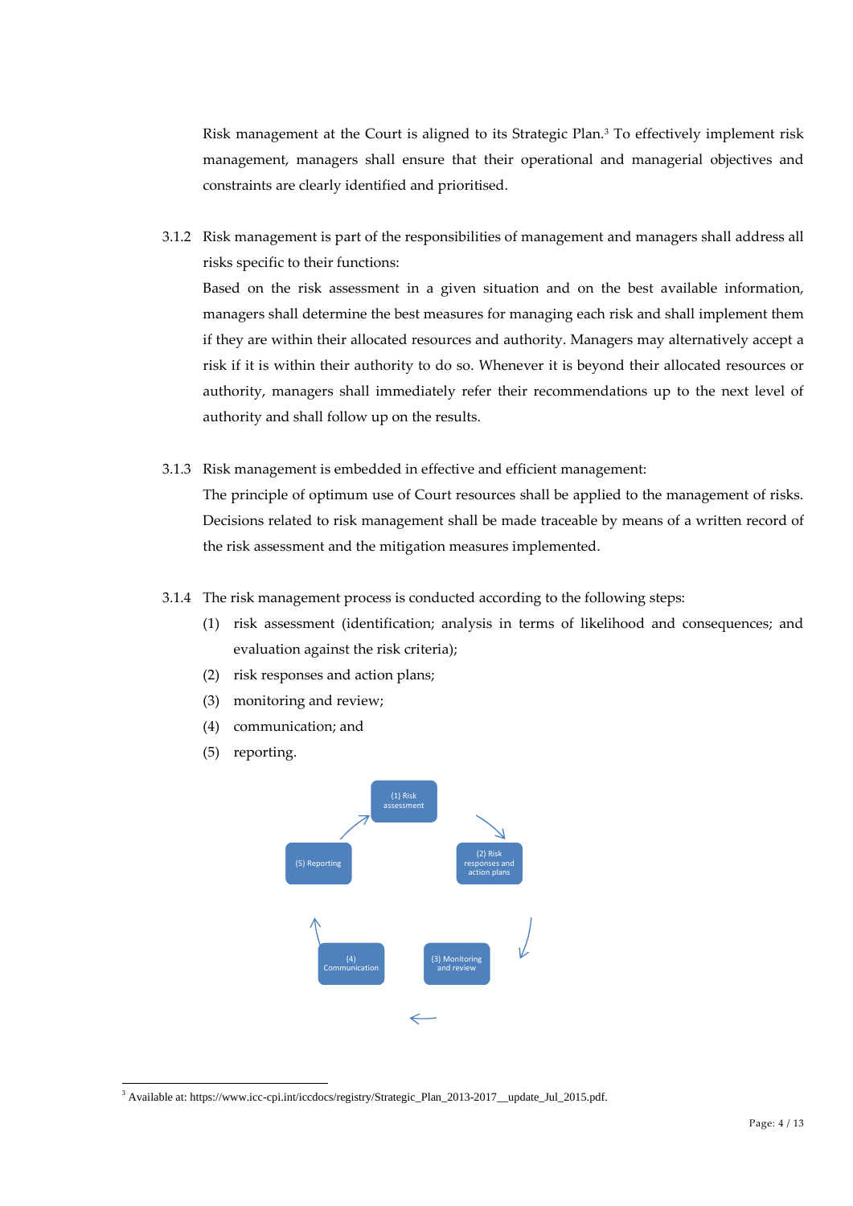Risk management at the Court is aligned to its Strategic Plan.[3] To effectively implement risk management, managers shall ensure that their operational and managerial objectives and constraints are clearly identified and prioritised.

3.1.2 Risk management is part of the responsibilities of management and managers shall address all risks specific to their functions:

Based on the risk assessment in a given situation and on the best available information, managers shall determine the best measures for managing each risk and shall implement them if they are within their allocated resources and authority. Managers may alternatively accept a risk if it is within their authority to do so. Whenever it is beyond their allocated resources or authority, managers shall immediately refer their recommendations up to the next level of authority and shall follow up on the results.

3.1.3 Risk management is embedded in effective and efficient management:

The principle of optimum use of Court resources shall be applied to the management of risks. Decisions related to risk management shall be made traceable by means of a written record of the risk assessment and the mitigation measures implemented.

3.1.4 The risk management process is conducted according to the following steps:

(1) risk assessment (identification; analysis in terms of likelihood and consequences; and evaluation against the risk criteria);

(2) risk responses and action plans;

(3) monitoring and review;

(4) communication; and

(5) reporting.

(1) Risk assessment → (2) Risk responses and action plans → (3) Monitoring and review → (4) Communication → (5) Reporting → (1) Risk assessment

[3] Available at: https://www.icc-cpi.int/iccdocs/registry/Strategic_Plan_2013-2017__update_Jul_2015.pdf.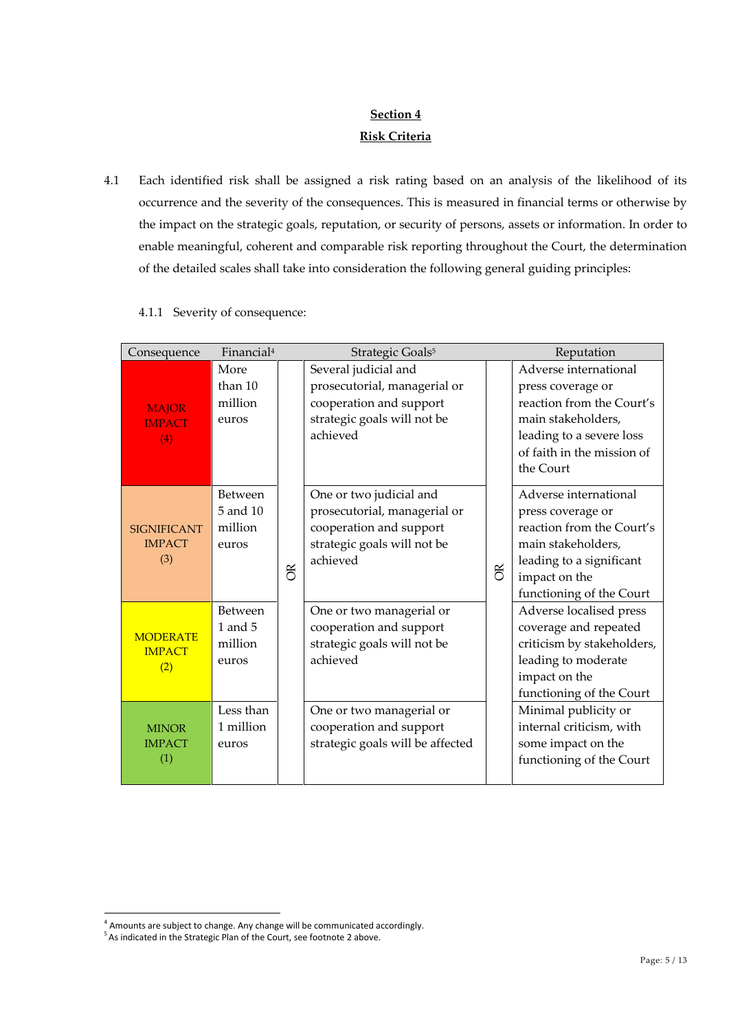## Section 4

## Risk Criteria

4.1 Each identified risk shall be assigned a risk rating based on an analysis of the likelihood of its occurrence and the severity of the consequences. This is measured in financial terms or otherwise by the impact on the strategic goals, reputation, or security of persons, assets or information. In order to enable meaningful, coherent and comparable risk reporting throughout the Court, the determination of the detailed scales shall take into consideration the following general guiding principles:

4.1.1 Severity of consequence:

| Consequence | Financial[4] | | Strategic Goals[5] | | Reputation |
|---|---|---|---|---|---|
| MAJOR IMPACT (4) | More than 10 million euros | OR | Several judicial and prosecutorial, managerial or cooperation and support strategic goals will not be achieved | OR | Adverse international press coverage or reaction from the Court's main stakeholders, leading to a severe loss of faith in the mission of the Court |
| SIGNIFICANT IMPACT (3) | Between 5 and 10 million euros | OR | One or two judicial and prosecutorial, managerial or cooperation and support strategic goals will not be achieved | OR | Adverse international press coverage or reaction from the Court's main stakeholders, leading to a significant impact on the functioning of the Court |
| MODERATE IMPACT (2) | Between 1 and 5 million euros | OR | One or two managerial or cooperation and support strategic goals will not be achieved | OR | Adverse localised press coverage and repeated criticism by stakeholders, leading to moderate impact on the functioning of the Court |
| MINOR IMPACT (1) | Less than 1 million euros | OR | One or two managerial or cooperation and support strategic goals will be affected | OR | Minimal publicity or internal criticism, with some impact on the functioning of the Court |

[4] Amounts are subject to change. Any change will be communicated accordingly.
[5] As indicated in the Strategic Plan of the Court, see footnote 2 above.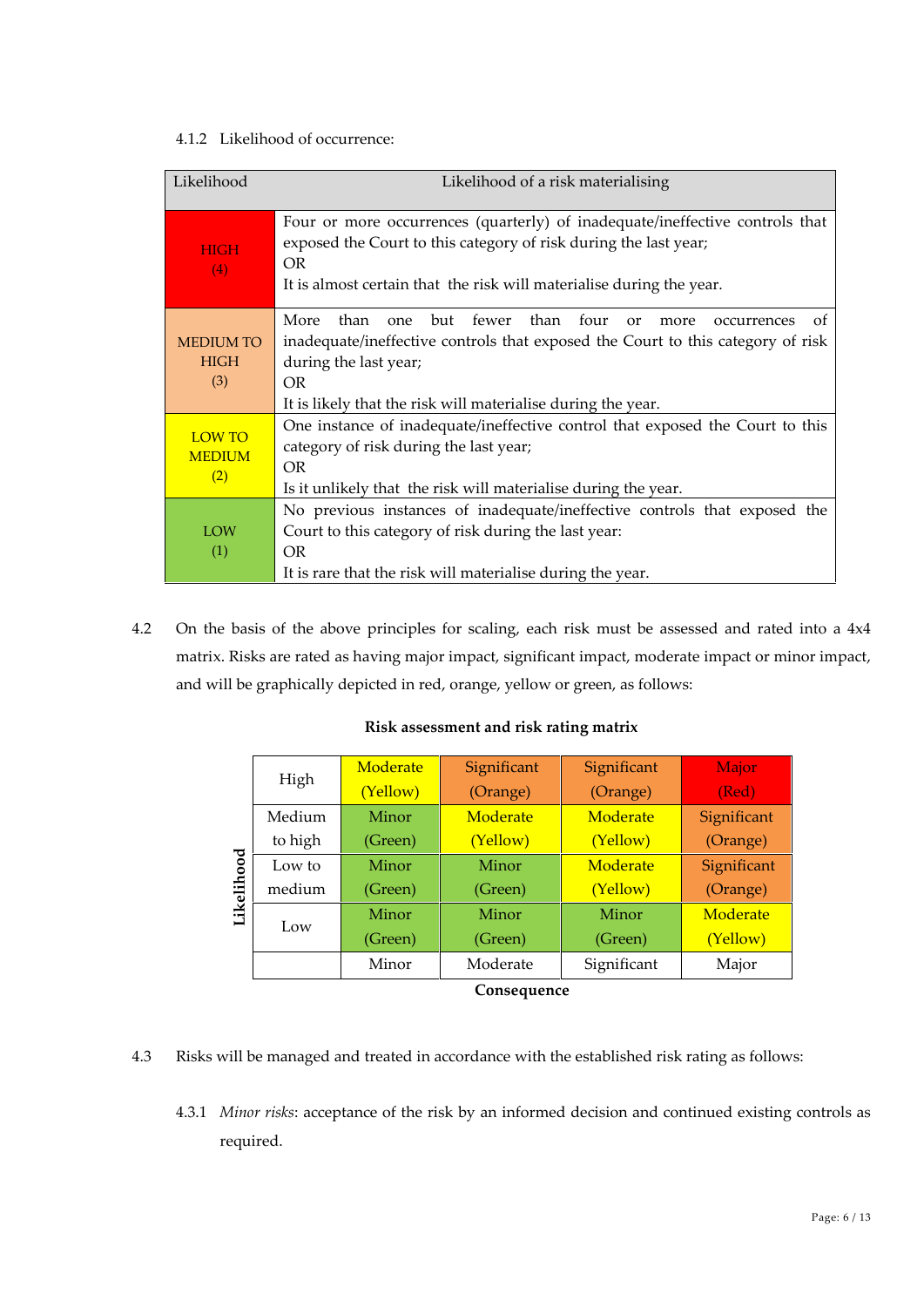4.1.2 Likelihood of occurrence:

| Likelihood | Likelihood of a risk materialising |
|---|---|
| HIGH (4) | Four or more occurrences (quarterly) of inadequate/ineffective controls that exposed the Court to this category of risk during the last year;<br>OR<br>It is almost certain that the risk will materialise during the year. |
| MEDIUM TO HIGH (3) | More than one but fewer than four or more occurrences of inadequate/ineffective controls that exposed the Court to this category of risk during the last year;<br>OR<br>It is likely that the risk will materialise during the year. |
| LOW TO MEDIUM (2) | One instance of inadequate/ineffective control that exposed the Court to this category of risk during the last year;<br>OR<br>Is it unlikely that the risk will materialise during the year. |
| LOW (1) | No previous instances of inadequate/ineffective controls that exposed the Court to this category of risk during the last year:<br>OR<br>It is rare that the risk will materialise during the year. |

4.2 On the basis of the above principles for scaling, each risk must be assessed and rated into a 4x4 matrix. Risks are rated as having major impact, significant impact, moderate impact or minor impact, and will be graphically depicted in red, orange, yellow or green, as follows:

**Risk assessment and risk rating matrix**

| Likelihood | | Consequence | | | |
|---|---|---|---|---|---|
| | | Minor | Moderate | Significant | Major |
| | High | Moderate (Yellow) | Significant (Orange) | Significant (Orange) | Major (Red) |
| | Medium to high | Minor (Green) | Moderate (Yellow) | Moderate (Yellow) | Significant (Orange) |
| | Low to medium | Minor (Green) | Minor (Green) | Moderate (Yellow) | Significant (Orange) |
| | Low | Minor (Green) | Minor (Green) | Minor (Green) | Moderate (Yellow) |

4.3 Risks will be managed and treated in accordance with the established risk rating as follows:

4.3.1 *Minor risks*: acceptance of the risk by an informed decision and continued existing controls as required.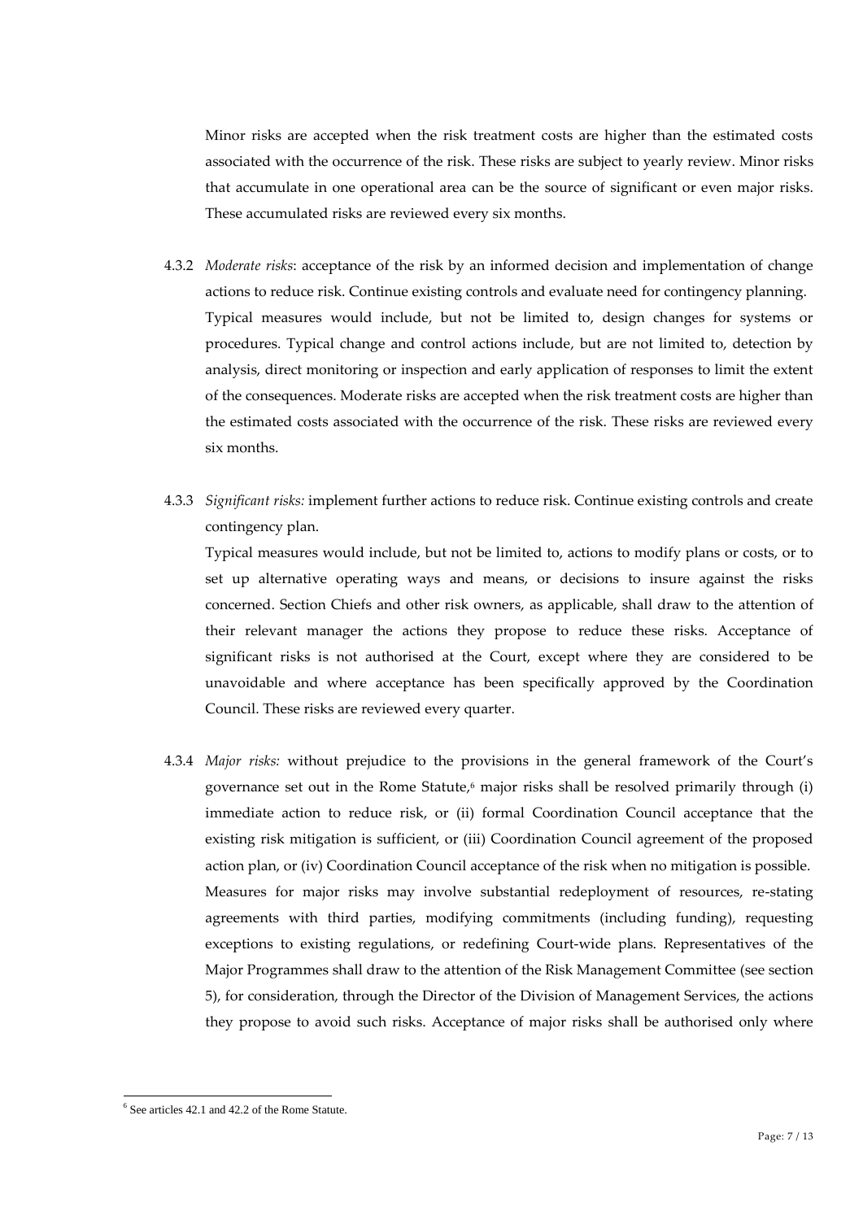Minor risks are accepted when the risk treatment costs are higher than the estimated costs associated with the occurrence of the risk. These risks are subject to yearly review. Minor risks that accumulate in one operational area can be the source of significant or even major risks. These accumulated risks are reviewed every six months.

4.3.2 *Moderate risks*: acceptance of the risk by an informed decision and implementation of change actions to reduce risk. Continue existing controls and evaluate need for contingency planning.
Typical measures would include, but not be limited to, design changes for systems or procedures. Typical change and control actions include, but are not limited to, detection by analysis, direct monitoring or inspection and early application of responses to limit the extent of the consequences. Moderate risks are accepted when the risk treatment costs are higher than the estimated costs associated with the occurrence of the risk. These risks are reviewed every six months.

4.3.3 *Significant risks:* implement further actions to reduce risk. Continue existing controls and create contingency plan.
Typical measures would include, but not be limited to, actions to modify plans or costs, or to set up alternative operating ways and means, or decisions to insure against the risks concerned. Section Chiefs and other risk owners, as applicable, shall draw to the attention of their relevant manager the actions they propose to reduce these risks. Acceptance of significant risks is not authorised at the Court, except where they are considered to be unavoidable and where acceptance has been specifically approved by the Coordination Council. These risks are reviewed every quarter.

4.3.4 *Major risks:* without prejudice to the provisions in the general framework of the Court's governance set out in the Rome Statute,[6] major risks shall be resolved primarily through (i) immediate action to reduce risk, or (ii) formal Coordination Council acceptance that the existing risk mitigation is sufficient, or (iii) Coordination Council agreement of the proposed action plan, or (iv) Coordination Council acceptance of the risk when no mitigation is possible.
Measures for major risks may involve substantial redeployment of resources, re-stating agreements with third parties, modifying commitments (including funding), requesting exceptions to existing regulations, or redefining Court-wide plans. Representatives of the Major Programmes shall draw to the attention of the Risk Management Committee (see section 5), for consideration, through the Director of the Division of Management Services, the actions they propose to avoid such risks. Acceptance of major risks shall be authorised only where

[6] See articles 42.1 and 42.2 of the Rome Statute.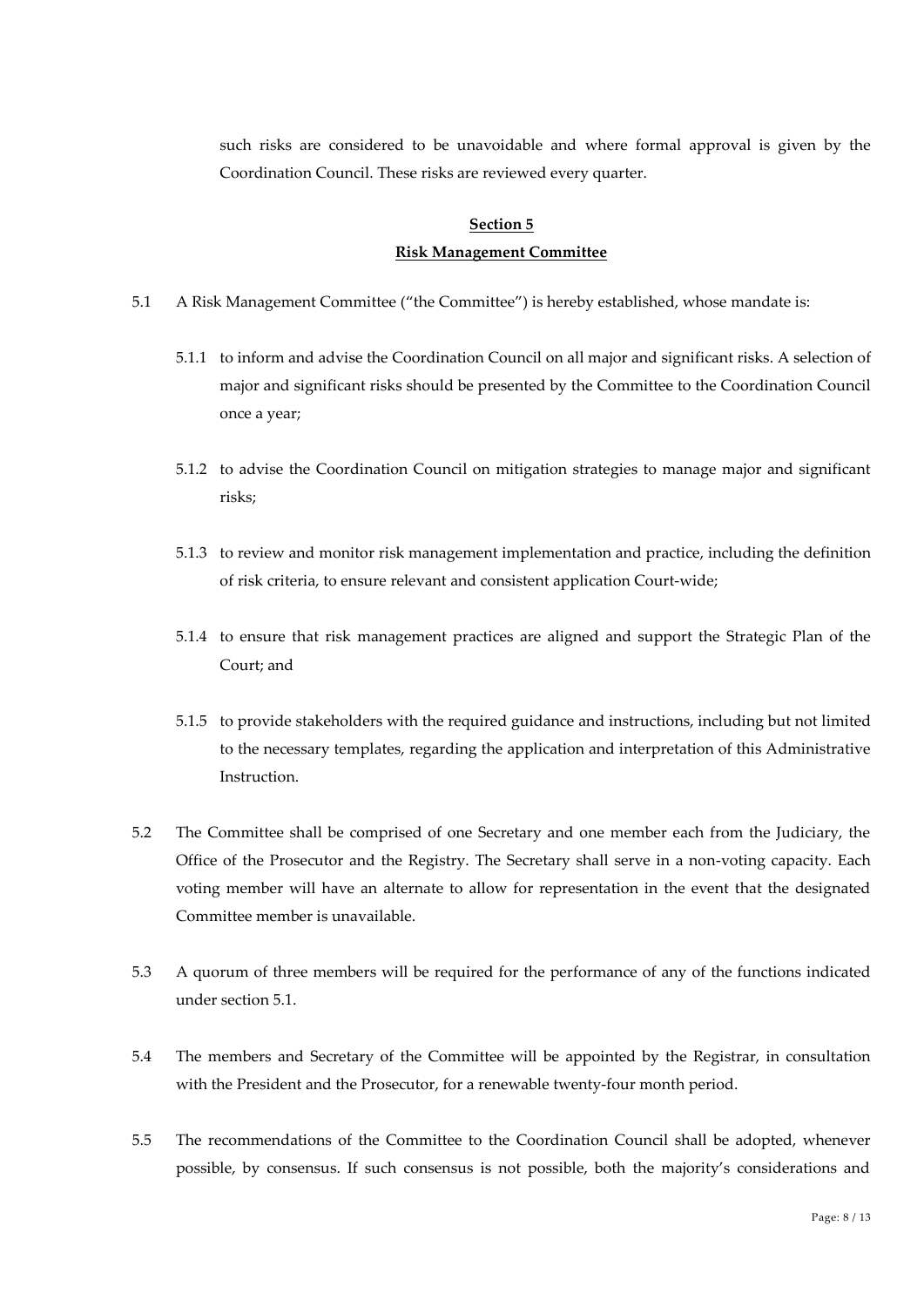such risks are considered to be unavoidable and where formal approval is given by the Coordination Council. These risks are reviewed every quarter.

## Section 5

## Risk Management Committee

5.1 A Risk Management Committee ("the Committee") is hereby established, whose mandate is:

5.1.1 to inform and advise the Coordination Council on all major and significant risks. A selection of major and significant risks should be presented by the Committee to the Coordination Council once a year;

5.1.2 to advise the Coordination Council on mitigation strategies to manage major and significant risks;

5.1.3 to review and monitor risk management implementation and practice, including the definition of risk criteria, to ensure relevant and consistent application Court-wide;

5.1.4 to ensure that risk management practices are aligned and support the Strategic Plan of the Court; and

5.1.5 to provide stakeholders with the required guidance and instructions, including but not limited to the necessary templates, regarding the application and interpretation of this Administrative Instruction.

5.2 The Committee shall be comprised of one Secretary and one member each from the Judiciary, the Office of the Prosecutor and the Registry. The Secretary shall serve in a non-voting capacity. Each voting member will have an alternate to allow for representation in the event that the designated Committee member is unavailable.

5.3 A quorum of three members will be required for the performance of any of the functions indicated under section 5.1.

5.4 The members and Secretary of the Committee will be appointed by the Registrar, in consultation with the President and the Prosecutor, for a renewable twenty-four month period.

5.5 The recommendations of the Committee to the Coordination Council shall be adopted, whenever possible, by consensus. If such consensus is not possible, both the majority's considerations and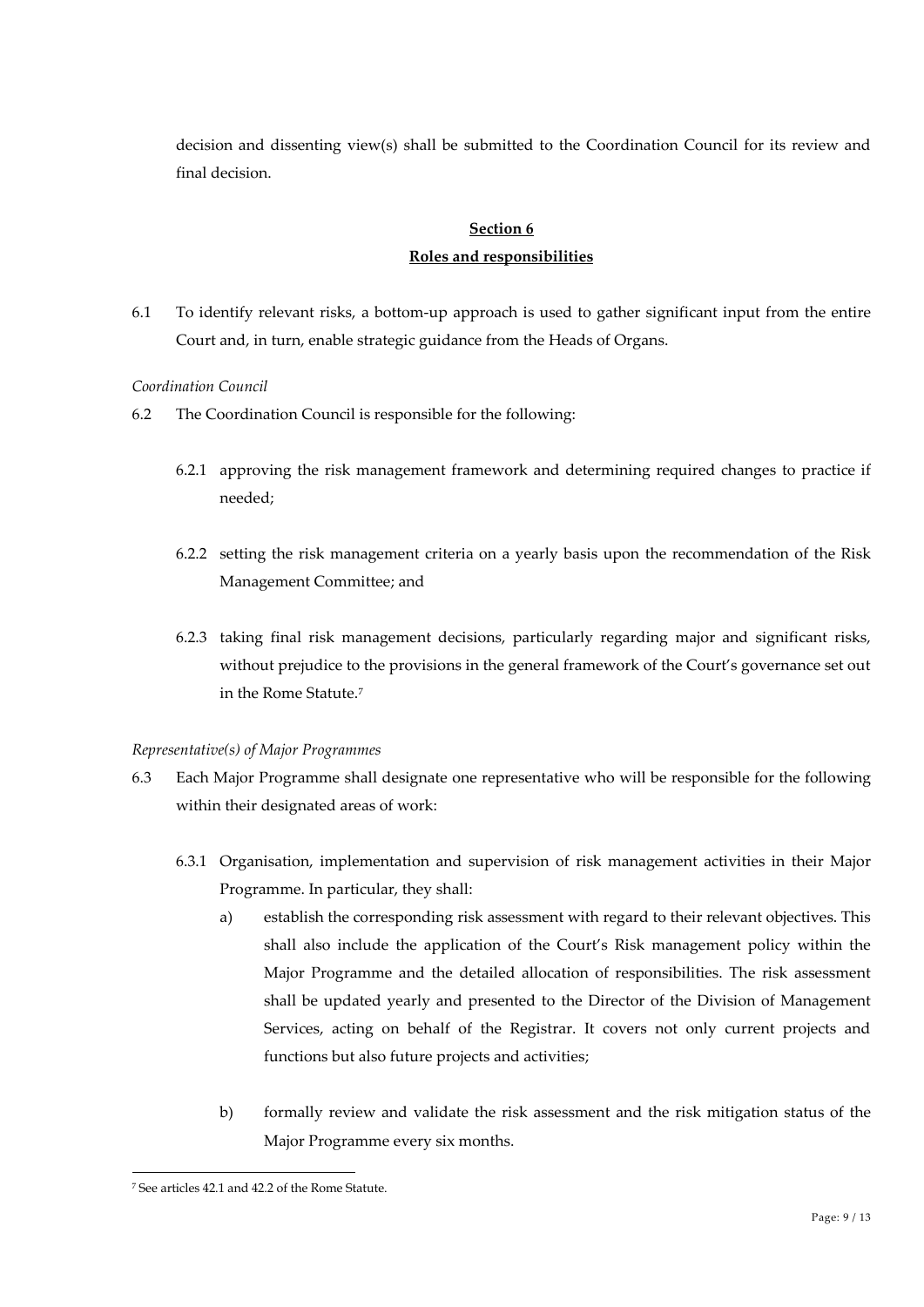decision and dissenting view(s) shall be submitted to the Coordination Council for its review and final decision.

## Section 6
## Roles and responsibilities

6.1 To identify relevant risks, a bottom-up approach is used to gather significant input from the entire Court and, in turn, enable strategic guidance from the Heads of Organs.

*Coordination Council*

6.2 The Coordination Council is responsible for the following:

6.2.1 approving the risk management framework and determining required changes to practice if needed;

6.2.2 setting the risk management criteria on a yearly basis upon the recommendation of the Risk Management Committee; and

6.2.3 taking final risk management decisions, particularly regarding major and significant risks, without prejudice to the provisions in the general framework of the Court's governance set out in the Rome Statute.[7]

*Representative(s) of Major Programmes*

6.3 Each Major Programme shall designate one representative who will be responsible for the following within their designated areas of work:

6.3.1 Organisation, implementation and supervision of risk management activities in their Major Programme. In particular, they shall:

a) establish the corresponding risk assessment with regard to their relevant objectives. This shall also include the application of the Court's Risk management policy within the Major Programme and the detailed allocation of responsibilities. The risk assessment shall be updated yearly and presented to the Director of the Division of Management Services, acting on behalf of the Registrar. It covers not only current projects and functions but also future projects and activities;

b) formally review and validate the risk assessment and the risk mitigation status of the Major Programme every six months.

[7] See articles 42.1 and 42.2 of the Rome Statute.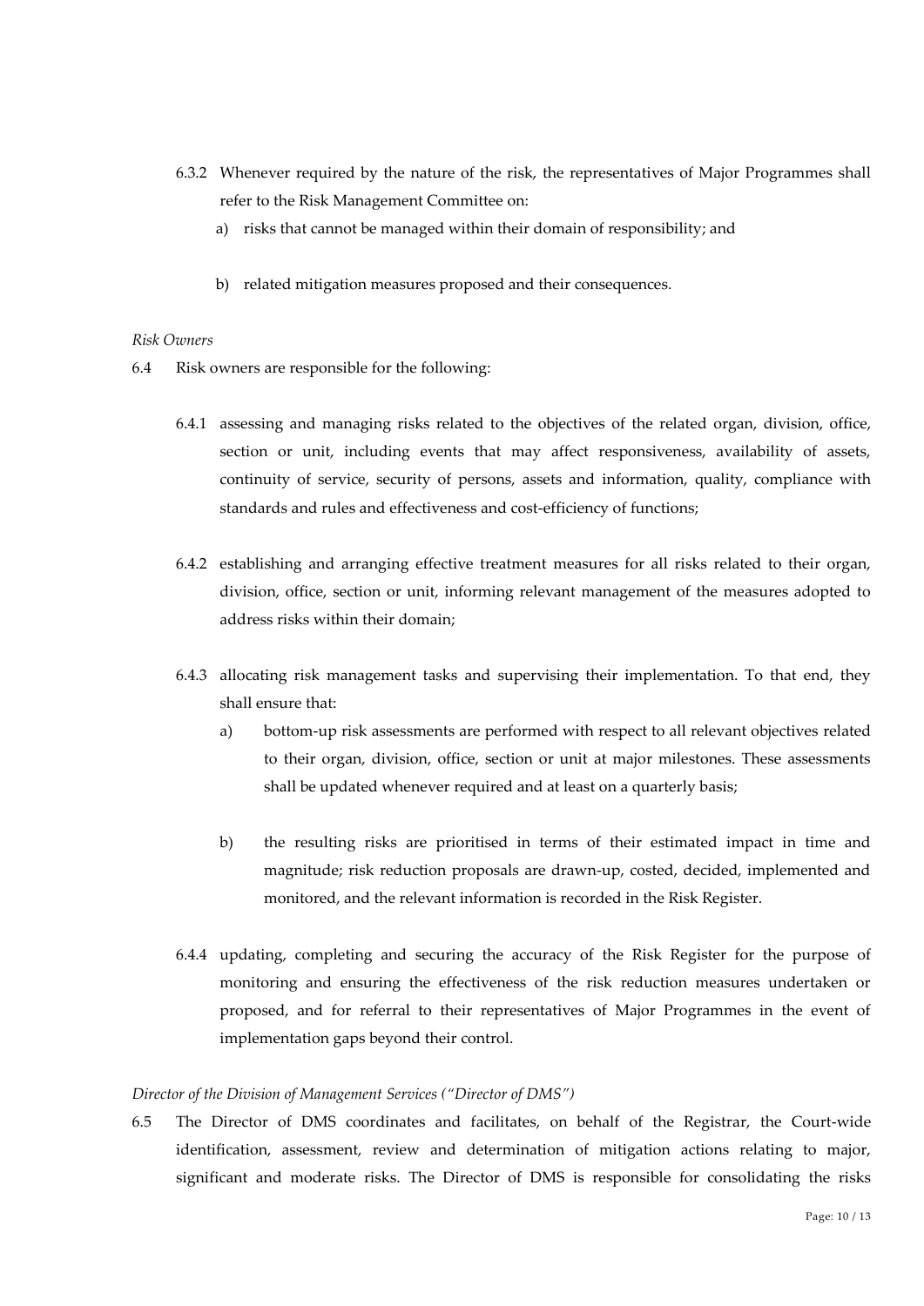6.3.2 Whenever required by the nature of the risk, the representatives of Major Programmes shall refer to the Risk Management Committee on:

a) risks that cannot be managed within their domain of responsibility; and

b) related mitigation measures proposed and their consequences.

*Risk Owners*

6.4 Risk owners are responsible for the following:

6.4.1 assessing and managing risks related to the objectives of the related organ, division, office, section or unit, including events that may affect responsiveness, availability of assets, continuity of service, security of persons, assets and information, quality, compliance with standards and rules and effectiveness and cost-efficiency of functions;

6.4.2 establishing and arranging effective treatment measures for all risks related to their organ, division, office, section or unit, informing relevant management of the measures adopted to address risks within their domain;

6.4.3 allocating risk management tasks and supervising their implementation. To that end, they shall ensure that:

a) bottom-up risk assessments are performed with respect to all relevant objectives related to their organ, division, office, section or unit at major milestones. These assessments shall be updated whenever required and at least on a quarterly basis;

b) the resulting risks are prioritised in terms of their estimated impact in time and magnitude; risk reduction proposals are drawn-up, costed, decided, implemented and monitored, and the relevant information is recorded in the Risk Register.

6.4.4 updating, completing and securing the accuracy of the Risk Register for the purpose of monitoring and ensuring the effectiveness of the risk reduction measures undertaken or proposed, and for referral to their representatives of Major Programmes in the event of implementation gaps beyond their control.

*Director of the Division of Management Services ("Director of DMS")*

6.5 The Director of DMS coordinates and facilitates, on behalf of the Registrar, the Court-wide identification, assessment, review and determination of mitigation actions relating to major, significant and moderate risks. The Director of DMS is responsible for consolidating the risks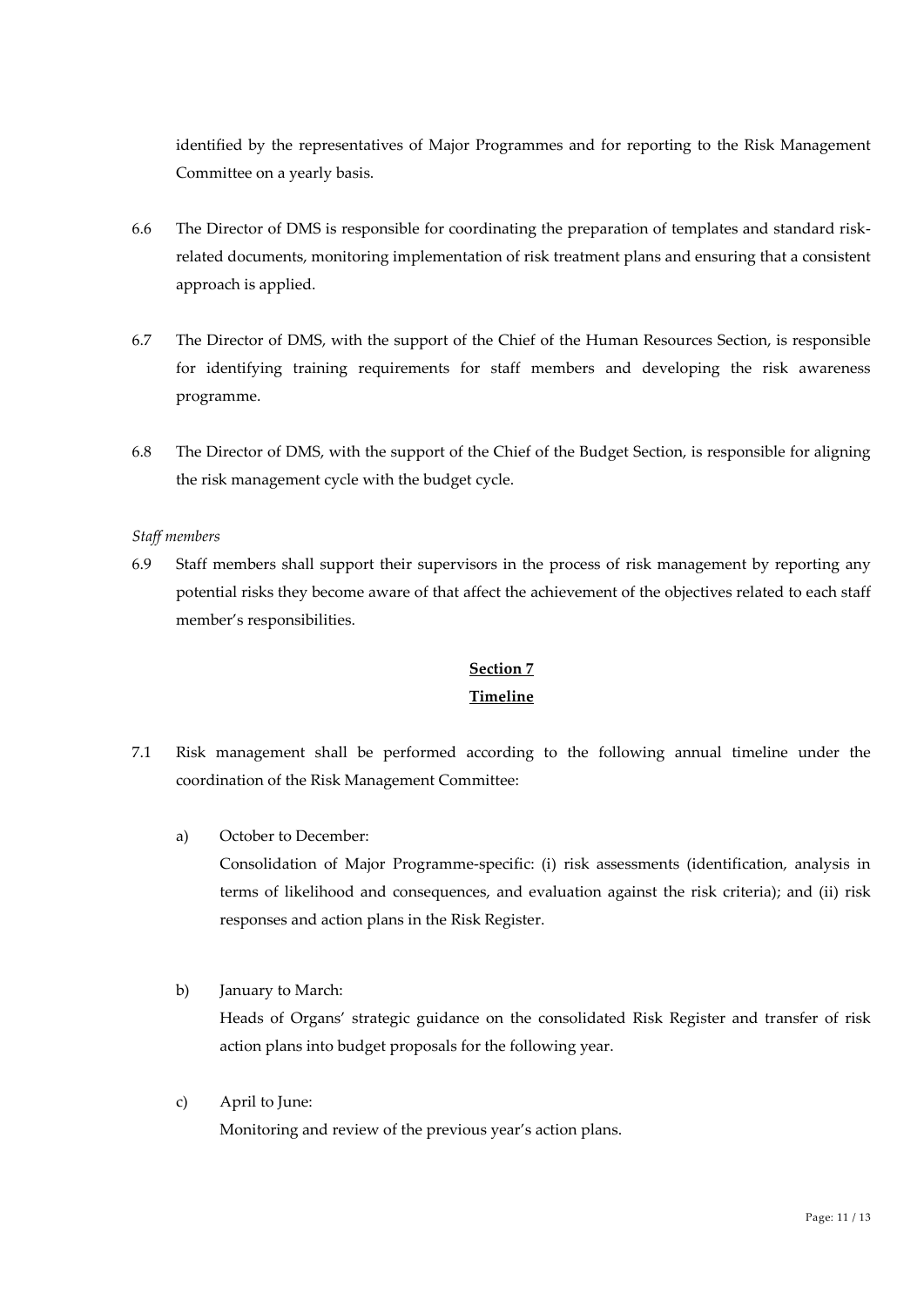identified by the representatives of Major Programmes and for reporting to the Risk Management Committee on a yearly basis.

6.6 The Director of DMS is responsible for coordinating the preparation of templates and standard risk-related documents, monitoring implementation of risk treatment plans and ensuring that a consistent approach is applied.

6.7 The Director of DMS, with the support of the Chief of the Human Resources Section, is responsible for identifying training requirements for staff members and developing the risk awareness programme.

6.8 The Director of DMS, with the support of the Chief of the Budget Section, is responsible for aligning the risk management cycle with the budget cycle.

*Staff members*

6.9 Staff members shall support their supervisors in the process of risk management by reporting any potential risks they become aware of that affect the achievement of the objectives related to each staff member's responsibilities.

## Section 7
## Timeline

7.1 Risk management shall be performed according to the following annual timeline under the coordination of the Risk Management Committee:

a) October to December:
Consolidation of Major Programme-specific: (i) risk assessments (identification, analysis in terms of likelihood and consequences, and evaluation against the risk criteria); and (ii) risk responses and action plans in the Risk Register.

b) January to March:
Heads of Organs' strategic guidance on the consolidated Risk Register and transfer of risk action plans into budget proposals for the following year.

c) April to June:
Monitoring and review of the previous year's action plans.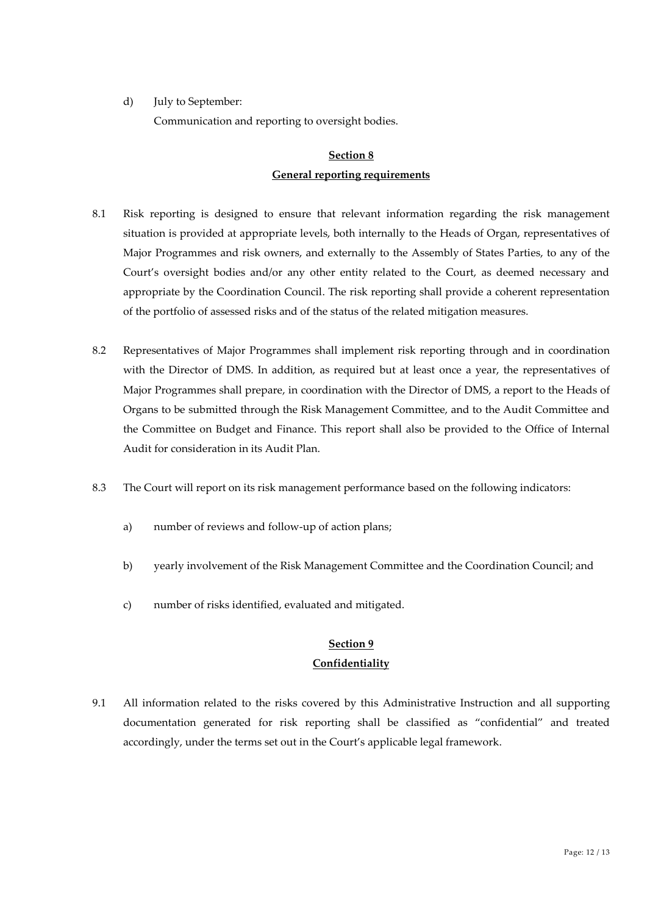d) July to September:

Communication and reporting to oversight bodies.

## Section 8
## General reporting requirements

8.1 Risk reporting is designed to ensure that relevant information regarding the risk management situation is provided at appropriate levels, both internally to the Heads of Organ, representatives of Major Programmes and risk owners, and externally to the Assembly of States Parties, to any of the Court's oversight bodies and/or any other entity related to the Court, as deemed necessary and appropriate by the Coordination Council. The risk reporting shall provide a coherent representation of the portfolio of assessed risks and of the status of the related mitigation measures.

8.2 Representatives of Major Programmes shall implement risk reporting through and in coordination with the Director of DMS. In addition, as required but at least once a year, the representatives of Major Programmes shall prepare, in coordination with the Director of DMS, a report to the Heads of Organs to be submitted through the Risk Management Committee, and to the Audit Committee and the Committee on Budget and Finance. This report shall also be provided to the Office of Internal Audit for consideration in its Audit Plan.

8.3 The Court will report on its risk management performance based on the following indicators:

a) number of reviews and follow-up of action plans;

b) yearly involvement of the Risk Management Committee and the Coordination Council; and

c) number of risks identified, evaluated and mitigated.

## Section 9
## Confidentiality

9.1 All information related to the risks covered by this Administrative Instruction and all supporting documentation generated for risk reporting shall be classified as "confidential" and treated accordingly, under the terms set out in the Court's applicable legal framework.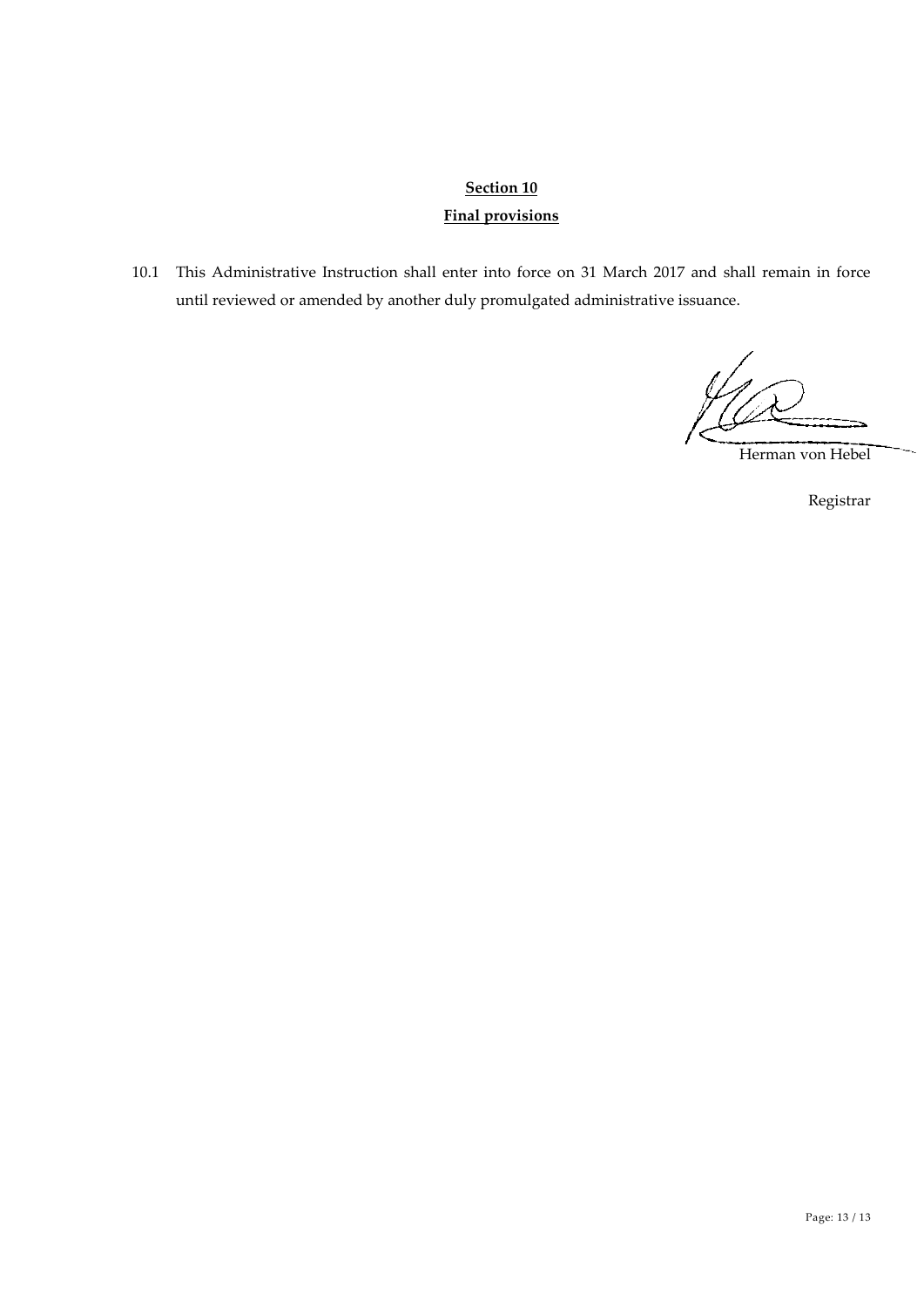## Section 10

## Final provisions

10.1 This Administrative Instruction shall enter into force on 31 March 2017 and shall remain in force until reviewed or amended by another duly promulgated administrative issuance.

Herman von Hebel

Registrar